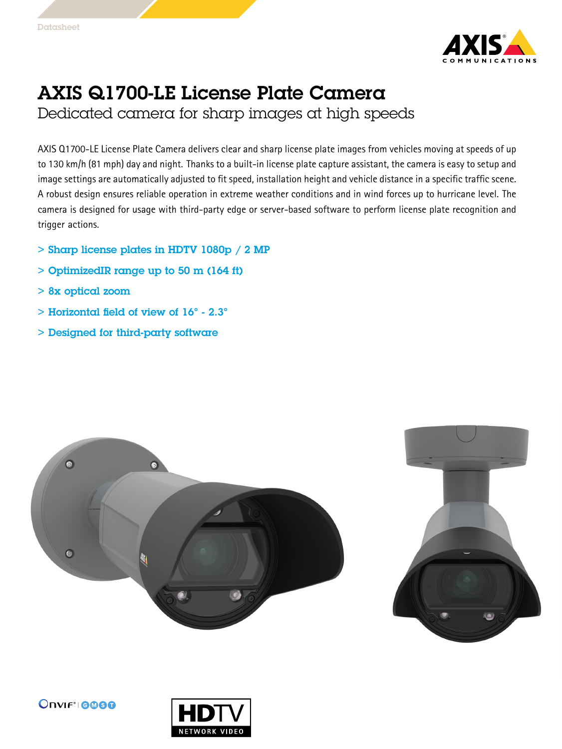Datasheet

# AXIS Q1700-LE License Plate Camera

## Dedicated camera for sharp images at high speeds

AXIS Q1700-LE License Plate Camera delivers clear and sharp license plate images from vehicles moving at speeds of up to 130 km/h (81 mph) day and night. Thanks to a built-in license plate capture assistant, the camera is easy to setup and image settings are automatically adjusted to fit speed, installation height and vehicle distance in a specific traffic scene. A robust design ensures reliable operation in extreme weather conditions and in wind forces up to hurricane level. The camera is designed for usage with third-party edge or server-based software to perform license plate recognition and trigger actions.

> Sharp license plates in HDTV 1080p / 2 MP

> OptimizedIR range up to 50 m (164 ft)

> 8x optical zoom

> Horizontal field of view of 16° - 2.3°

> Designed for third-party software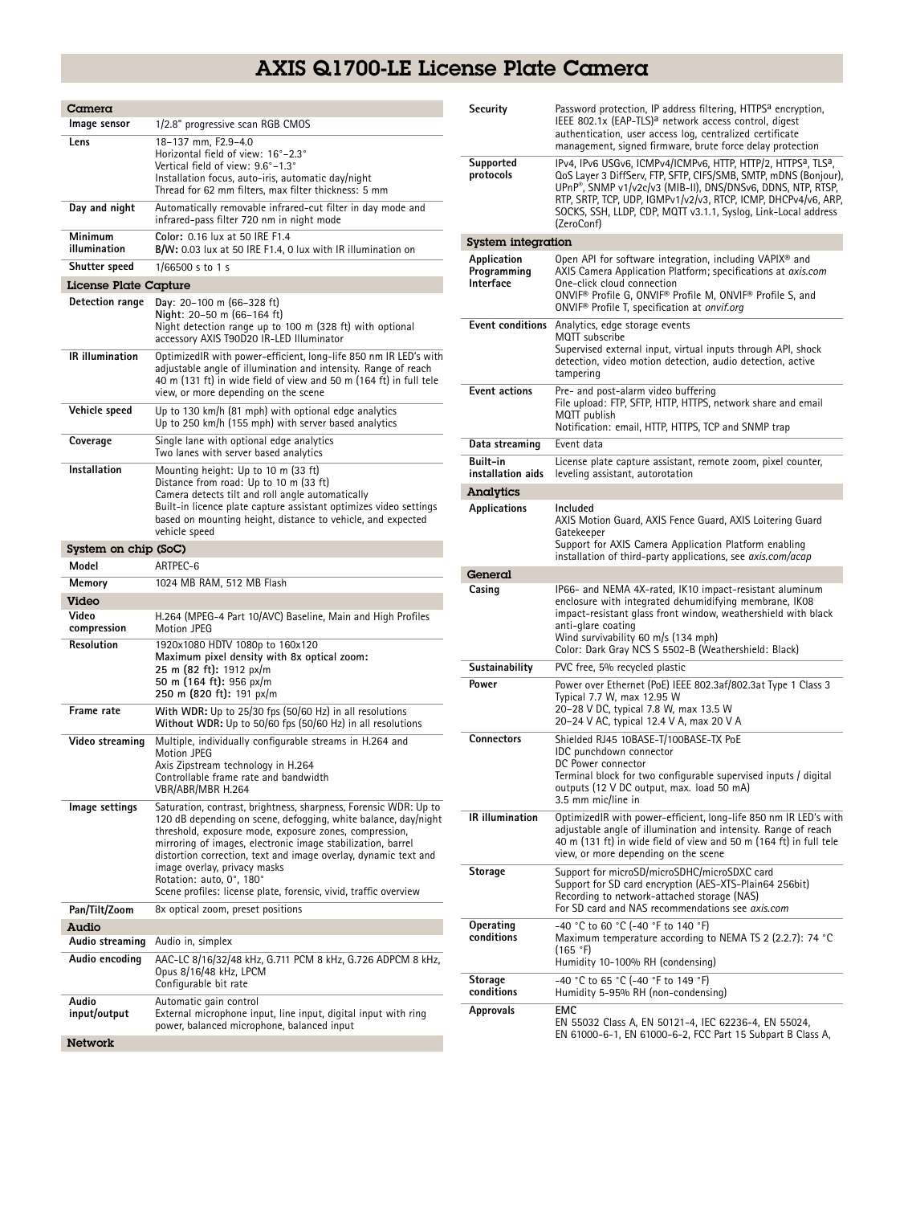# AXIS Q1700-LE License Plate Camera

## Camera

| | |
|---|---|
| **Image sensor** | 1/2.8" progressive scan RGB CMOS |
| **Lens** | 18–137 mm, F2.9–4.0<br>Horizontal field of view: 16°–2.3°<br>Vertical field of view: 9.6°–1.3°<br>Installation focus, auto-iris, automatic day/night<br>Thread for 62 mm filters, max filter thickness: 5 mm |
| **Day and night** | Automatically removable infrared-cut filter in day mode and infrared-pass filter 720 nm in night mode |
| **Minimum illumination** | **Color:** 0.16 lux at 50 IRE F1.4<br>**B/W:** 0.03 lux at 50 IRE F1.4, 0 lux with IR illumination on |
| **Shutter speed** | 1/66500 s to 1 s |

## License Plate Capture

| | |
|---|---|
| **Detection range** | **Day**: 20–100 m (66–328 ft)<br>**Night**: 20–50 m (66–164 ft)<br>Night detection range up to 100 m (328 ft) with optional accessory AXIS T90D20 IR-LED Illuminator |
| **IR illumination** | OptimizedIR with power-efficient, long-life 850 nm IR LED's with adjustable angle of illumination and intensity. Range of reach 40 m (131 ft) in wide field of view and 50 m (164 ft) in full tele view, or more depending on the scene |
| **Vehicle speed** | Up to 130 km/h (81 mph) with optional edge analytics<br>Up to 250 km/h (155 mph) with server based analytics |
| **Coverage** | Single lane with optional edge analytics<br>Two lanes with server based analytics |
| **Installation** | Mounting height: Up to 10 m (33 ft)<br>Distance from road: Up to 10 m (33 ft)<br>Camera detects tilt and roll angle automatically<br>Built-in licence plate capture assistant optimizes video settings based on mounting height, distance to vehicle, and expected vehicle speed |

## System on chip (SoC)

| | |
|---|---|
| **Model** | ARTPEC-6 |
| **Memory** | 1024 MB RAM, 512 MB Flash |

## Video

| | |
|---|---|
| **Video compression** | H.264 (MPEG-4 Part 10/AVC) Baseline, Main and High Profiles<br>Motion JPEG |
| **Resolution** | 1920x1080 HDTV 1080p to 160x120<br>**Maximum pixel density with 8x optical zoom:**<br>**25 m (82 ft):** 1912 px/m<br>**50 m (164 ft):** 956 px/m<br>**250 m (820 ft):** 191 px/m |
| **Frame rate** | **With WDR:** Up to 25/30 fps (50/60 Hz) in all resolutions<br>**Without WDR:** Up to 50/60 fps (50/60 Hz) in all resolutions |
| **Video streaming** | Multiple, individually configurable streams in H.264 and Motion JPEG<br>Axis Zipstream technology in H.264<br>Controllable frame rate and bandwidth<br>VBR/ABR/MBR H.264 |
| **Image settings** | Saturation, contrast, brightness, sharpness, Forensic WDR: Up to 120 dB depending on scene, defogging, white balance, day/night threshold, exposure mode, exposure zones, compression, mirroring of images, electronic image stabilization, barrel distortion correction, text and image overlay, dynamic text and image overlay, privacy masks<br>Rotation: auto, 0°, 180°<br>Scene profiles: license plate, forensic, vivid, traffic overview |
| **Pan/Tilt/Zoom** | 8x optical zoom, preset positions |

## Audio

| | |
|---|---|
| **Audio streaming** | Audio in, simplex |
| **Audio encoding** | AAC-LC 8/16/32/48 kHz, G.711 PCM 8 kHz, G.726 ADPCM 8 kHz, Opus 8/16/48 kHz, LPCM<br>Configurable bit rate |
| **Audio input/output** | Automatic gain control<br>External microphone input, line input, digital input with ring power, balanced microphone, balanced input |

## Network

| | |
|---|---|
| **Security** | Password protection, IP address filtering, HTTPS[a] encryption, IEEE 802.1x (EAP-TLS)[a] network access control, digest authentication, user access log, centralized certificate management, signed firmware, brute force delay protection |
| **Supported protocols** | IPv4, IPv6 USGv6, ICMPv4/ICMPv6, HTTP, HTTP/2, HTTPS[a], TLS[a], QoS Layer 3 DiffServ, FTP, SFTP, CIFS/SMB, SMTP, mDNS (Bonjour), UPnP®, SNMP v1/v2c/v3 (MIB-II), DNS/DNSv6, DDNS, NTP, RTSP, RTP, SRTP, TCP, UDP, IGMPv1/v2/v3, RTCP, ICMP, DHCPv4/v6, ARP, SOCKS, SSH, LLDP, CDP, MQTT v3.1.1, Syslog, Link-Local address (ZeroConf) |

## System integration

| | |
|---|---|
| **Application Programming Interface** | Open API for software integration, including VAPIX® and AXIS Camera Application Platform; specifications at *axis.com*<br>One-click cloud connection<br>ONVIF® Profile G, ONVIF® Profile M, ONVIF® Profile S, and ONVIF® Profile T, specification at *onvif.org* |
| **Event conditions** | Analytics, edge storage events<br>MQTT subscribe<br>Supervised external input, virtual inputs through API, shock detection, video motion detection, audio detection, active tampering |
| **Event actions** | Pre- and post-alarm video buffering<br>File upload: FTP, SFTP, HTTP, HTTPS, network share and email<br>MQTT publish<br>Notification: email, HTTP, HTTPS, TCP and SNMP trap |
| **Data streaming** | Event data |
| **Built-in installation aids** | License plate capture assistant, remote zoom, pixel counter, leveling assistant, autorotation |

## Analytics

| | |
|---|---|
| **Applications** | Included<br>AXIS Motion Guard, AXIS Fence Guard, AXIS Loitering Guard<br>Gatekeeper<br>Support for AXIS Camera Application Platform enabling installation of third-party applications, see *axis.com/acap* |

## General

| | |
|---|---|
| **Casing** | IP66- and NEMA 4X-rated, IK10 impact-resistant aluminum enclosure with integrated dehumidifying membrane, IK08 impact-resistant glass front window, weathershield with black anti-glare coating<br>Wind survivability 60 m/s (134 mph)<br>Color: Dark Gray NCS S 5502-B (Weathershield: Black) |
| **Sustainability** | PVC free, 5% recycled plastic |
| **Power** | Power over Ethernet (PoE) IEEE 802.3af/802.3at Type 1 Class 3<br>Typical 7.7 W, max 12.95 W<br>20–28 V DC, typical 7.8 W, max 13.5 W<br>20–24 V AC, typical 12.4 V A, max 20 V A |
| **Connectors** | Shielded RJ45 10BASE-T/100BASE-TX PoE<br>IDC punchdown connector<br>DC Power connector<br>Terminal block for two configurable supervised inputs / digital outputs (12 V DC output, max. load 50 mA)<br>3.5 mm mic/line in |
| **IR illumination** | OptimizedIR with power-efficient, long-life 850 nm IR LED's with adjustable angle of illumination and intensity. Range of reach 40 m (131 ft) in wide field of view and 50 m (164 ft) in full tele view, or more depending on the scene |
| **Storage** | Support for microSD/microSDHC/microSDXC card<br>Support for SD card encryption (AES-XTS-Plain64 256bit)<br>Recording to network-attached storage (NAS)<br>For SD card and NAS recommendations see *axis.com* |
| **Operating conditions** | -40 °C to 60 °C (-40 °F to 140 °F)<br>Maximum temperature according to NEMA TS 2 (2.2.7): 74 °C (165 °F)<br>Humidity 10-100% RH (condensing) |
| **Storage conditions** | -40 °C to 65 °C (-40 °F to 149 °F)<br>Humidity 5-95% RH (non-condensing) |
| **Approvals** | EMC<br>EN 55032 Class A, EN 50121-4, IEC 62236-4, EN 55024, EN 61000-6-1, EN 61000-6-2, FCC Part 15 Subpart B Class A, |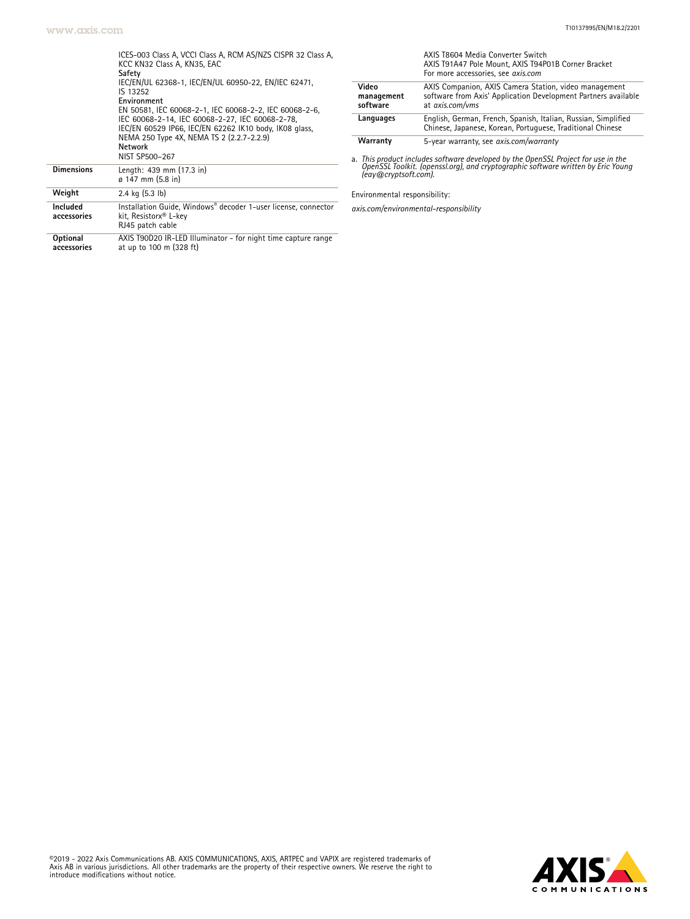| | |
|---|---|
| | ICES-003 Class A, VCCI Class A, RCM AS/NZS CISPR 32 Class A, KCC KN32 Class A, KN35, EAC<br>**Safety**<br>IEC/EN/UL 62368-1, IEC/EN/UL 60950-22, EN/IEC 62471, IS 13252<br>**Environment**<br>EN 50581, IEC 60068-2-1, IEC 60068-2-2, IEC 60068-2-6, IEC 60068-2-14, IEC 60068-2-27, IEC 60068-2-78, IEC/EN 60529 IP66, IEC/EN 62262 IK10 body, IK08 glass, NEMA 250 Type 4X, NEMA TS 2 (2.2.7-2.2.9)<br>**Network**<br>NIST SP500–267 |
| **Dimensions** | Length: 439 mm (17.3 in)<br>ø 147 mm (5.8 in) |
| **Weight** | 2.4 kg (5.3 lb) |
| **Included accessories** | Installation Guide, Windows® decoder 1-user license, connector kit, Resistorx® L-key<br>RJ45 patch cable |
| **Optional accessories** | AXIS T90D20 IR-LED Illuminator - for night time capture range at up to 100 m (328 ft)<br>AXIS T8604 Media Converter Switch<br>AXIS T91A47 Pole Mount, AXIS T94P01B Corner Bracket<br>For more accessories, see *axis.com* |
| **Video management software** | AXIS Companion, AXIS Camera Station, video management software from Axis' Application Development Partners available at *axis.com/vms* |
| **Languages** | English, German, French, Spanish, Italian, Russian, Simplified Chinese, Japanese, Korean, Portuguese, Traditional Chinese |
| **Warranty** | 5-year warranty, see *axis.com/warranty* |

a. *This product includes software developed by the OpenSSL Project for use in the OpenSSL Toolkit. (openssl.org), and cryptographic software written by Eric Young (eay@cryptsoft.com).*

Environmental responsibility:

*axis.com/environmental-responsibility*

©2019 - 2022 Axis Communications AB. AXIS COMMUNICATIONS, AXIS, ARTPEC and VAPIX are registered trademarks of Axis AB in various jurisdictions. All other trademarks are the property of their respective owners. We reserve the right to introduce modifications without notice.